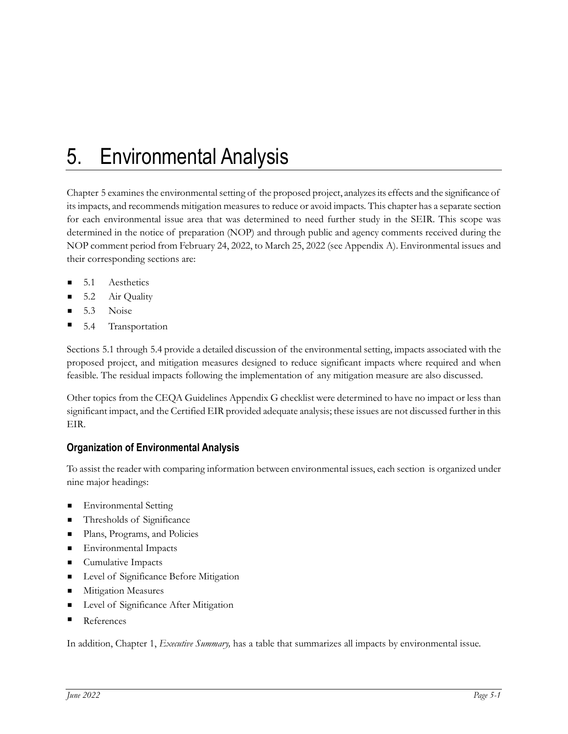# 5. Environmental Analysis

Chapter 5 examines the environmental setting of the proposed project, analyzes its effects and the significance of its impacts, and recommends mitigation measures to reduce or avoid impacts. This chapter has a separate section for each environmental issue area that was determined to need further study in the SEIR. This scope was determined in the notice of preparation (NOP) and through public and agency comments received during the NOP comment period from February 24, 2022, to March 25, 2022 (see Appendix A). Environmental issues and their corresponding sections are:

- 5.1 Aesthetics
- 5.2 Air Quality
- 5.3 Noise
- 5.4 Transportation

Sections 5.1 through 5.4 provide a detailed discussion of the environmental setting, impacts associated with the proposed project, and mitigation measures designed to reduce significant impacts where required and when feasible. The residual impacts following the implementation of any mitigation measure are also discussed.

Other topics from the CEQA Guidelines Appendix G checklist were determined to have no impact or less than significant impact, and the Certified EIR provided adequate analysis; these issues are not discussed further in this EIR.

### Organization of Environmental Analysis

To assist the reader with comparing information between environmental issues, each section is organized under nine major headings:

- Environmental Setting
- Thresholds of Significance
- Plans, Programs, and Policies
- Environmental Impacts
- Cumulative Impacts
- Level of Significance Before Mitigation
- Mitigation Measures
- Level of Significance After Mitigation
- References

In addition, Chapter 1, *Executive Summary,* has a table that summarizes all impacts by environmental issue.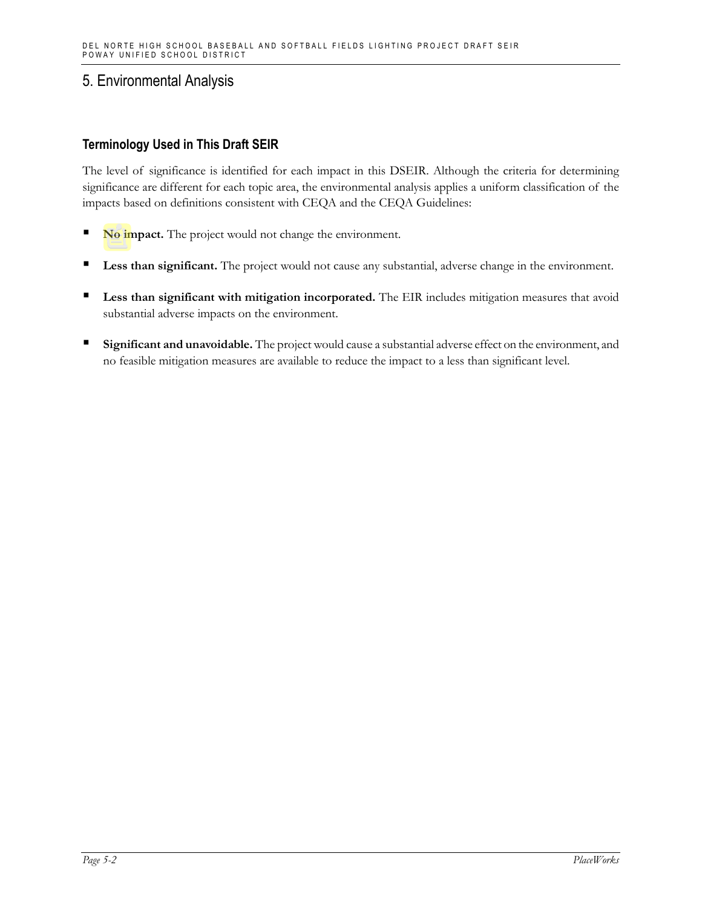# 5. Environmental Analysis

### Terminology Used in This Draft SEIR

The level of significance is identified for each impact in this DSEIR. Although the criteria for determining significance are different for each topic area, the environmental analysis applies a uniform classification of the impacts based on definitions consistent with CEQA and the CEQA Guidelines:

- **No impact.** The project would not change the environment.
- **Less than significant.** The project would not cause any substantial, adverse change in the environment.
- **Less than significant with mitigation incorporated.** The EIR includes mitigation measures that avoid substantial adverse impacts on the environment.
- **Significant and unavoidable.** The project would cause a substantial adverse effect on the environment, and no feasible mitigation measures are available to reduce the impact to a less than significant level.